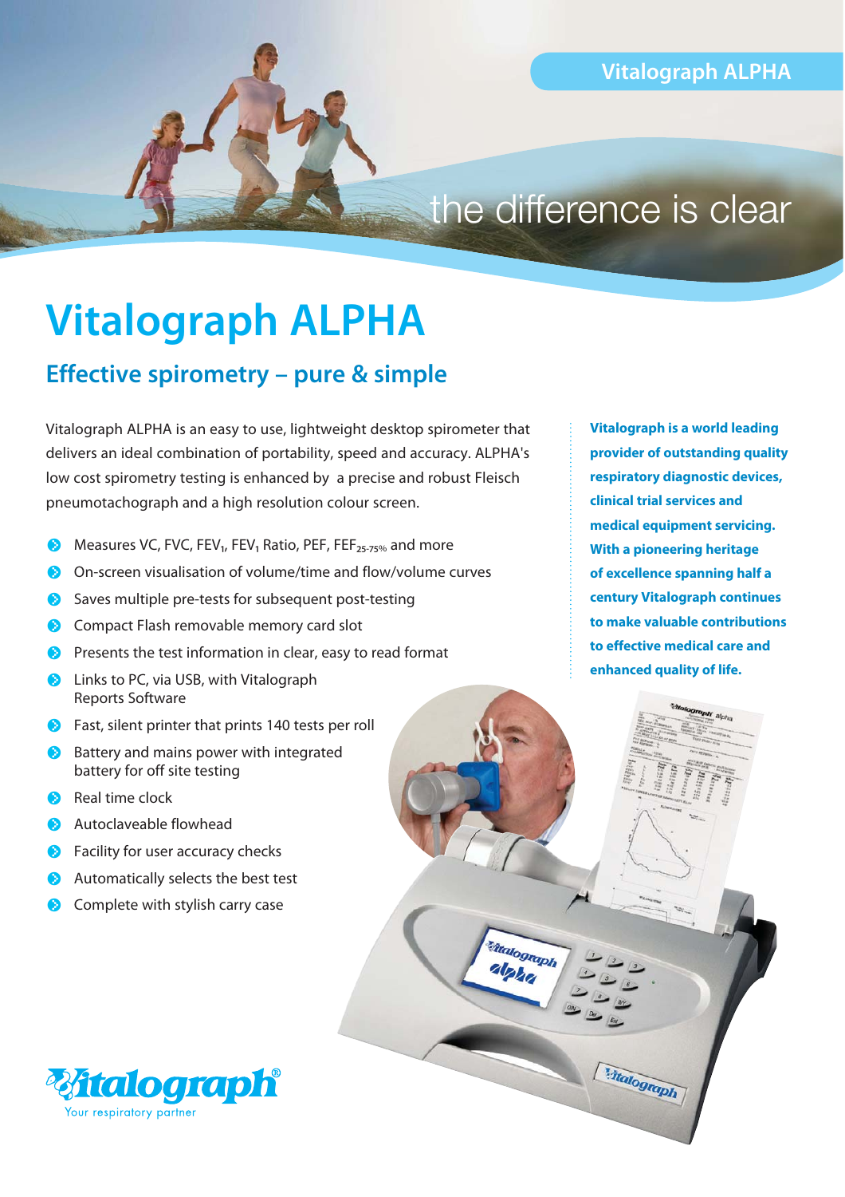Vitalograph ALPHA

the difference is clear

# Vitalograph ALPHA

## Effective spirometry – pure & simple

Vitalograph ALPHA is an easy to use, lightweight desktop spirometer that delivers an ideal combination of portability, speed and accuracy. ALPHA's low cost spirometry testing is enhanced by a precise and robust Fleisch pneumotachograph and a high resolution colour screen.

- Measures VC, FVC, $FEV_1$, $FEV_1$ Ratio, PEF, $FEF_{25-75\%}$ and more
- On-screen visualisation of volume/time and flow/volume curves
- Saves multiple pre-tests for subsequent post-testing
- Compact Flash removable memory card slot
- Presents the test information in clear, easy to read format
- Links to PC, via USB, with Vitalograph Reports Software
- Fast, silent printer that prints 140 tests per roll
- Battery and mains power with integrated battery for off site testing
- Real time clock
- Autoclaveable flowhead
- Facility for user accuracy checks
- Automatically selects the best test
- Complete with stylish carry case

**Vitalograph is a world leading provider of outstanding quality respiratory diagnostic devices, clinical trial services and medical equipment servicing. With a pioneering heritage of excellence spanning half a century Vitalograph continues to make valuable contributions to effective medical care and enhanced quality of life.**

Vitalograph®
Your respiratory partner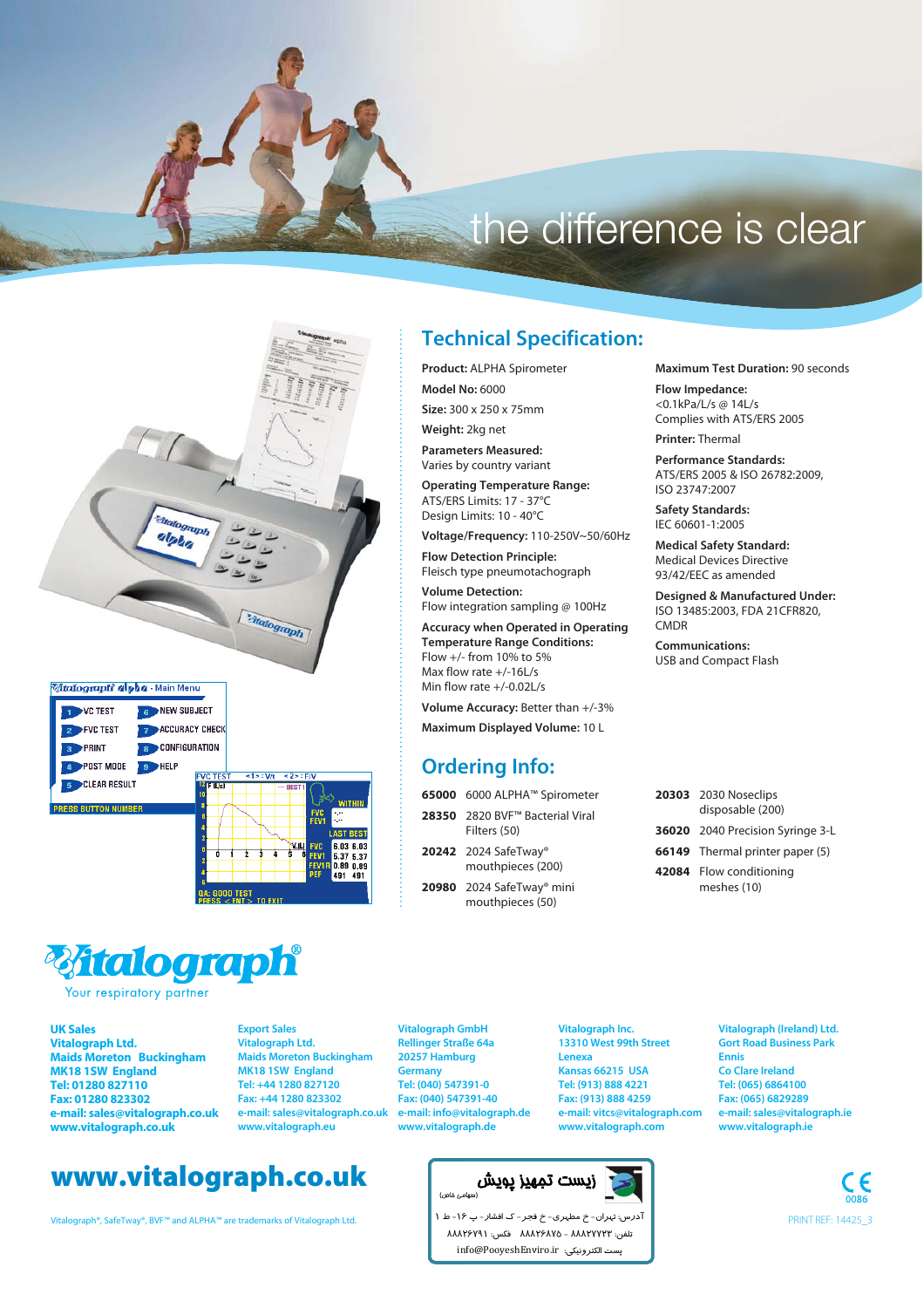the difference is clear

## Technical Specification:

**Product:** ALPHA Spirometer

**Model No:** 6000

**Size:** 300 x 250 x 75mm

**Weight:** 2kg net

**Parameters Measured:**
Varies by country variant

**Operating Temperature Range:**
ATS/ERS Limits: 17 - 37°C
Design Limits: 10 - 40°C

**Voltage/Frequency:** 110-250V~50/60Hz

**Flow Detection Principle:**
Fleisch type pneumotachograph

**Volume Detection:**
Flow integration sampling @ 100Hz

**Accuracy when Operated in Operating Temperature Range Conditions:**
Flow +/- from 10% to 5%
Max flow rate +/-16L/s
Min flow rate +/-0.02L/s

**Volume Accuracy:** Better than +/-3%

**Maximum Displayed Volume:** 10 L

**Maximum Test Duration:** 90 seconds

**Flow Impedance:**
<0.1kPa/L/s @ 14L/s
Complies with ATS/ERS 2005

**Printer:** Thermal

**Performance Standards:**
ATS/ERS 2005 & ISO 26782:2009, ISO 23747:2007

**Safety Standards:**
IEC 60601-1:2005

**Medical Safety Standard:**
Medical Devices Directive 93/42/EEC as amended

**Designed & Manufactured Under:**
ISO 13485:2003, FDA 21CFR820, CMDR

**Communications:**
USB and Compact Flash

## Ordering Info:

| | |
|---|---|
| **65000** | 6000 ALPHA™ Spirometer |
| **28350** | 2820 BVF™ Bacterial Viral Filters (50) |
| **20242** | 2024 SafeTway® mouthpieces (200) |
| **20980** | 2024 SafeTway® mini mouthpieces (50) |
| **20303** | 2030 Noseclips disposable (200) |
| **36020** | 2040 Precision Syringe 3-L |
| **66149** | Thermal printer paper (5) |
| **42084** | Flow conditioning meshes (10) |

Vitalograph®
Your respiratory partner

**UK Sales**
**Vitalograph Ltd.**
**Maids Moreton Buckingham**
**MK18 1SW England**
**Tel: 01280 827110**
**Fax: 01280 823302**
**e-mail: sales@vitalograph.co.uk**
**www.vitalograph.co.uk**

**Export Sales**
Vitalograph Ltd.
Maids Moreton Buckingham
MK18 1SW England
Tel: +44 1280 827120
Fax: +44 1280 823302
e-mail: sales@vitalograph.co.uk
www.vitalograph.eu

**Vitalograph GmbH**
Rellinger Straße 64a
20257 Hamburg
Germany
Tel: (040) 547391-0
Fax: (040) 547391-40
e-mail: info@vitalograph.de
www.vitalograph.de

**Vitalograph Inc.**
13310 West 99th Street
Lenexa
Kansas 66215 USA
Tel: (913) 888 4221
Fax: (913) 888 4259
e-mail: vitcs@vitalograph.com
www.vitalograph.com

**Vitalograph (Ireland) Ltd.**
Gort Road Business Park
Ennis
Co Clare Ireland
Tel: (065) 6864100
Fax: (065) 6829289
e-mail: sales@vitalograph.ie
www.vitalograph.ie

**www.vitalograph.co.uk**

Vitalograph®, SafeTway®, BVF™ and ALPHA™ are trademarks of Vitalograph Ltd.

زیست تجهیز پویش
(سهامی خاص)
آدرس: تهران- خ مطهری- خ فجر- ک افشار- پ ۱۶- ط ۱
تلفن: ۸۸۸۲۷۷۲۳ - ۸۸۸۳۶۸۷۵ فکس: ۸۸۸۳۶۷۹۱
پست الکترونیکی: info@PooyeshEnviro.ir

CE 0086

PRINT REF: 14425_3